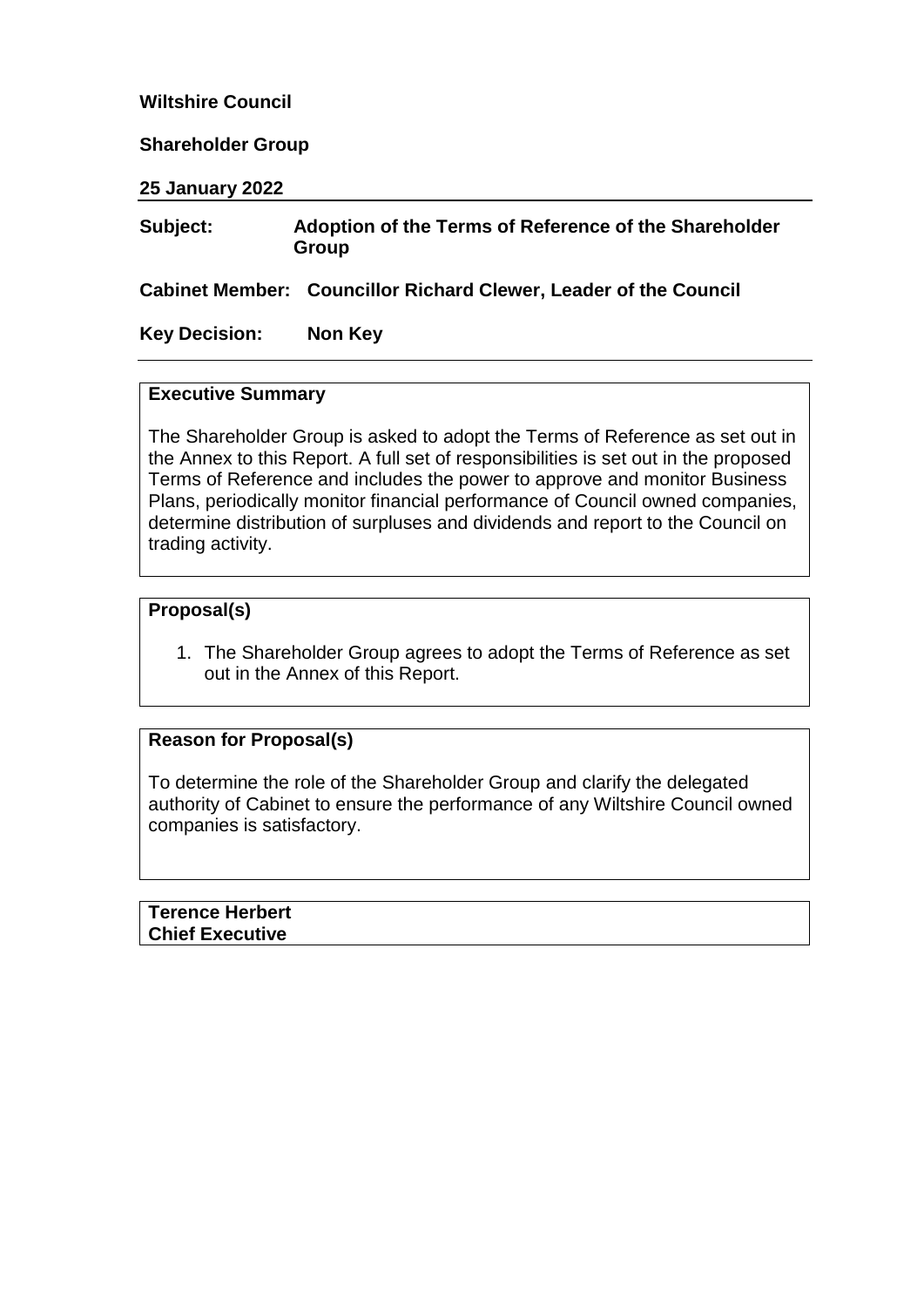**Wiltshire Council**

**Shareholder Group**

**25 January 2022**

---

| | |
|---|---|
| **Subject:** | **Adoption of the Terms of Reference of the Shareholder Group** |
| **Cabinet Member:** | **Councillor Richard Clewer, Leader of the Council** |
| **Key Decision:** | **Non Key** |

---

**Executive Summary**

The Shareholder Group is asked to adopt the Terms of Reference as set out in the Annex to this Report. A full set of responsibilities is set out in the proposed Terms of Reference and includes the power to approve and monitor Business Plans, periodically monitor financial performance of Council owned companies, determine distribution of surpluses and dividends and report to the Council on trading activity.

**Proposal(s)**

1. The Shareholder Group agrees to adopt the Terms of Reference as set out in the Annex of this Report.

**Reason for Proposal(s)**

To determine the role of the Shareholder Group and clarify the delegated authority of Cabinet to ensure the performance of any Wiltshire Council owned companies is satisfactory.

**Terence Herbert**
**Chief Executive**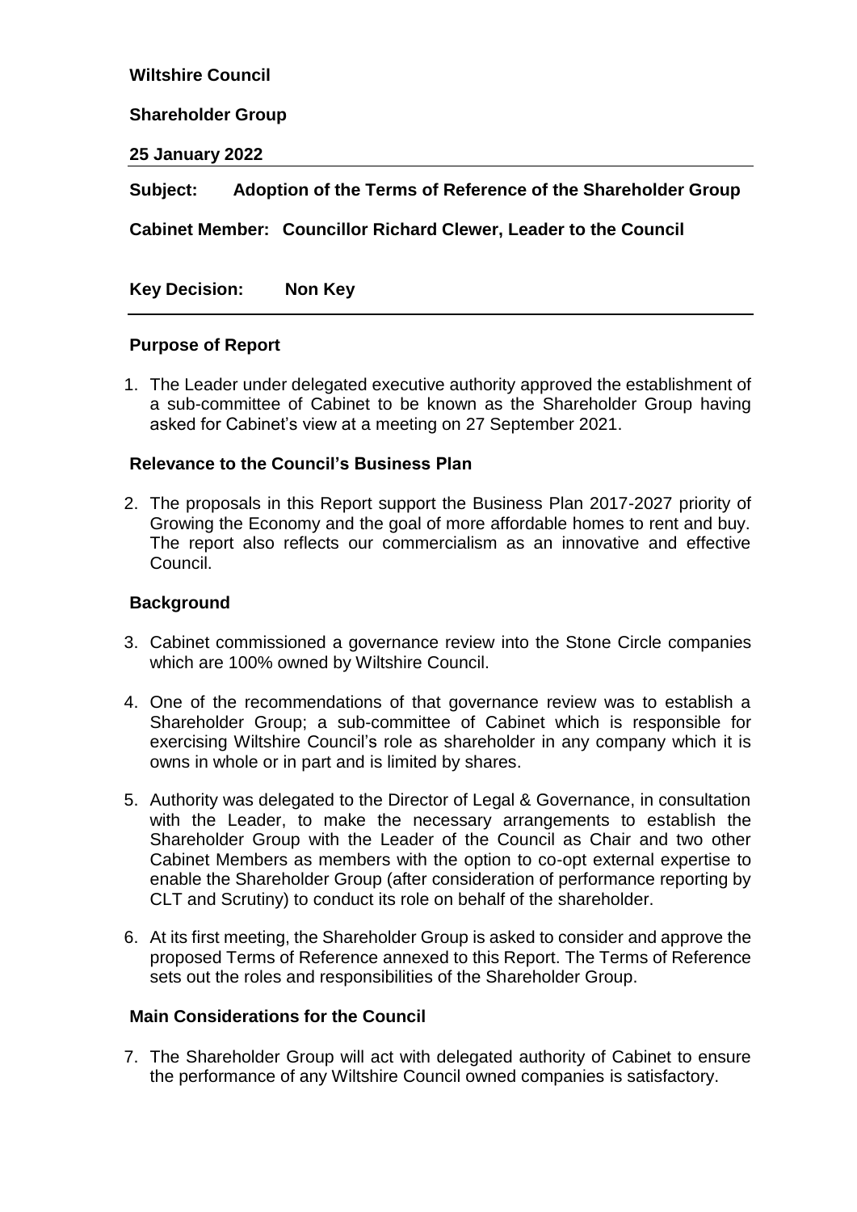**Wiltshire Council**

**Shareholder Group**

**25 January 2022**

**Subject: Adoption of the Terms of Reference of the Shareholder Group**

**Cabinet Member: Councillor Richard Clewer, Leader to the Council**

**Key Decision: Non Key**

## Purpose of Report

1. The Leader under delegated executive authority approved the establishment of a sub-committee of Cabinet to be known as the Shareholder Group having asked for Cabinet's view at a meeting on 27 September 2021.

## Relevance to the Council's Business Plan

2. The proposals in this Report support the Business Plan 2017-2027 priority of Growing the Economy and the goal of more affordable homes to rent and buy. The report also reflects our commercialism as an innovative and effective Council.

## Background

3. Cabinet commissioned a governance review into the Stone Circle companies which are 100% owned by Wiltshire Council.
4. One of the recommendations of that governance review was to establish a Shareholder Group; a sub-committee of Cabinet which is responsible for exercising Wiltshire Council's role as shareholder in any company which it is owns in whole or in part and is limited by shares.
5. Authority was delegated to the Director of Legal & Governance, in consultation with the Leader, to make the necessary arrangements to establish the Shareholder Group with the Leader of the Council as Chair and two other Cabinet Members as members with the option to co-opt external expertise to enable the Shareholder Group (after consideration of performance reporting by CLT and Scrutiny) to conduct its role on behalf of the shareholder.
6. At its first meeting, the Shareholder Group is asked to consider and approve the proposed Terms of Reference annexed to this Report. The Terms of Reference sets out the roles and responsibilities of the Shareholder Group.

## Main Considerations for the Council

7. The Shareholder Group will act with delegated authority of Cabinet to ensure the performance of any Wiltshire Council owned companies is satisfactory.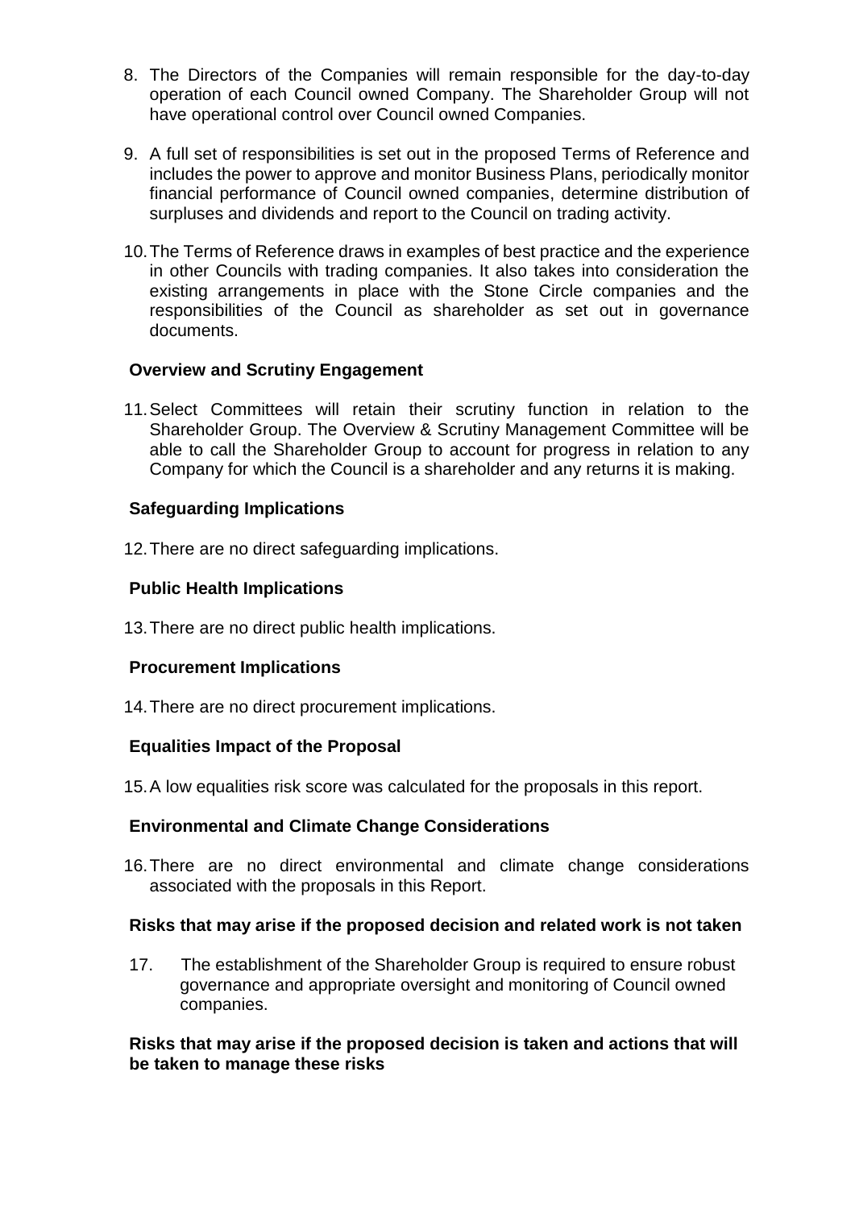8. The Directors of the Companies will remain responsible for the day-to-day operation of each Council owned Company. The Shareholder Group will not have operational control over Council owned Companies.

9. A full set of responsibilities is set out in the proposed Terms of Reference and includes the power to approve and monitor Business Plans, periodically monitor financial performance of Council owned companies, determine distribution of surpluses and dividends and report to the Council on trading activity.

10. The Terms of Reference draws in examples of best practice and the experience in other Councils with trading companies. It also takes into consideration the existing arrangements in place with the Stone Circle companies and the responsibilities of the Council as shareholder as set out in governance documents.

### Overview and Scrutiny Engagement

11. Select Committees will retain their scrutiny function in relation to the Shareholder Group. The Overview & Scrutiny Management Committee will be able to call the Shareholder Group to account for progress in relation to any Company for which the Council is a shareholder and any returns it is making.

### Safeguarding Implications

12. There are no direct safeguarding implications.

### Public Health Implications

13. There are no direct public health implications.

### Procurement Implications

14. There are no direct procurement implications.

### Equalities Impact of the Proposal

15. A low equalities risk score was calculated for the proposals in this report.

### Environmental and Climate Change Considerations

16. There are no direct environmental and climate change considerations associated with the proposals in this Report.

### Risks that may arise if the proposed decision and related work is not taken

17. The establishment of the Shareholder Group is required to ensure robust governance and appropriate oversight and monitoring of Council owned companies.

### Risks that may arise if the proposed decision is taken and actions that will be taken to manage these risks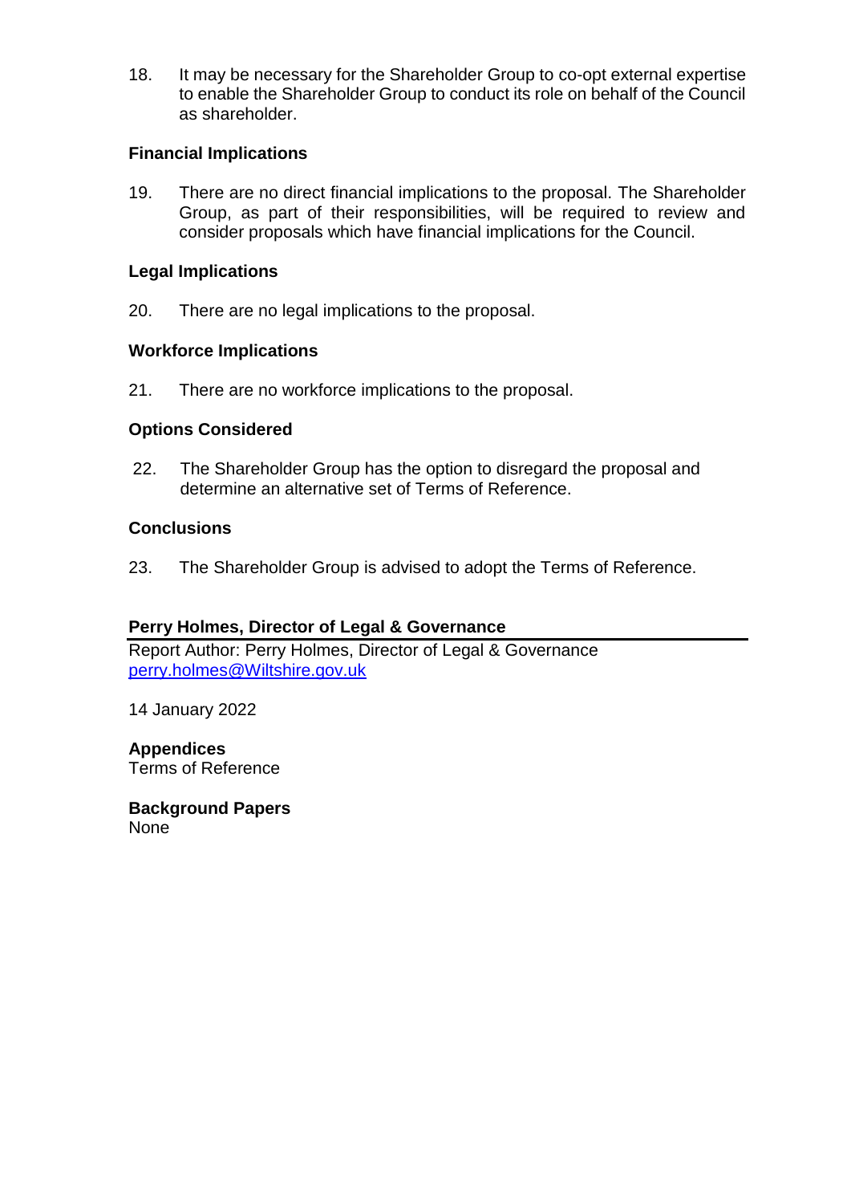18. It may be necessary for the Shareholder Group to co-opt external expertise to enable the Shareholder Group to conduct its role on behalf of the Council as shareholder.

**Financial Implications**

19. There are no direct financial implications to the proposal. The Shareholder Group, as part of their responsibilities, will be required to review and consider proposals which have financial implications for the Council.

**Legal Implications**

20. There are no legal implications to the proposal.

**Workforce Implications**

21. There are no workforce implications to the proposal.

**Options Considered**

22. The Shareholder Group has the option to disregard the proposal and determine an alternative set of Terms of Reference.

**Conclusions**

23. The Shareholder Group is advised to adopt the Terms of Reference.

**Perry Holmes, Director of Legal & Governance**

Report Author: Perry Holmes, Director of Legal & Governance
perry.holmes@Wiltshire.gov.uk

14 January 2022

**Appendices**
Terms of Reference

**Background Papers**
None